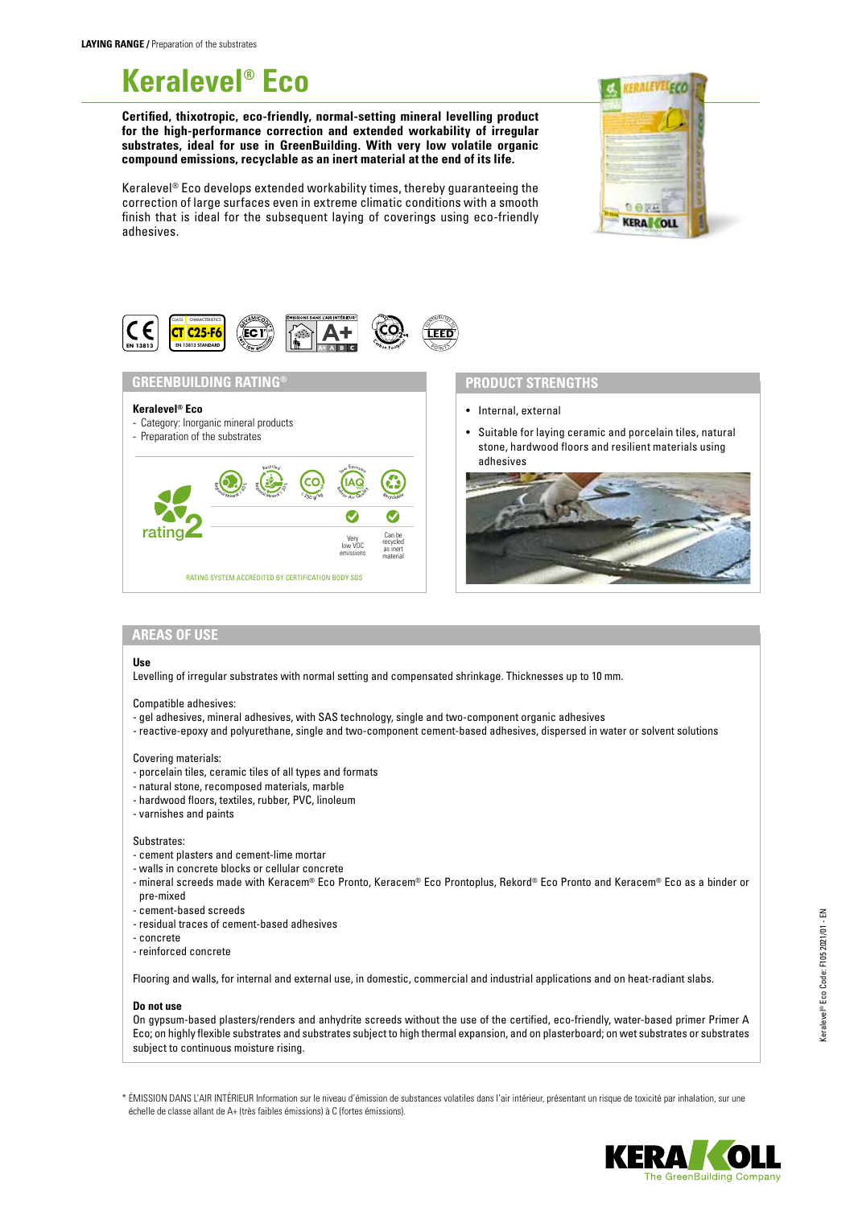**LAYING RANGE /** Preparation of the substrates

# Keralevel® Eco

**Certified, thixotropic, eco-friendly, normal-setting mineral levelling product for the high-performance correction and extended workability of irregular substrates, ideal for use in GreenBuilding. With very low volatile organic compound emissions, recyclable as an inert material at the end of its life.**

Keralevel® Eco develops extended workability times, thereby guaranteeing the correction of large surfaces even in extreme climatic conditions with a smooth finish that is ideal for the subsequent laying of coverings using eco-friendly adhesives.

## GREENBUILDING RATING®

**Keralevel® Eco**
- Category: Inorganic mineral products
- Preparation of the substrates

rating 2

- Very low VOC emissions
- Can be recycled as inert material

RATING SYSTEM ACCREDITED BY CERTIFICATION BODY SGS

## PRODUCT STRENGTHS

- Internal, external
- Suitable for laying ceramic and porcelain tiles, natural stone, hardwood floors and resilient materials using adhesives

## AREAS OF USE

**Use**

Levelling of irregular substrates with normal setting and compensated shrinkage. Thicknesses up to 10 mm.

Compatible adhesives:
- gel adhesives, mineral adhesives, with SAS technology, single and two-component organic adhesives
- reactive-epoxy and polyurethane, single and two-component cement-based adhesives, dispersed in water or solvent solutions

Covering materials:
- porcelain tiles, ceramic tiles of all types and formats
- natural stone, recomposed materials, marble
- hardwood floors, textiles, rubber, PVC, linoleum
- varnishes and paints

Substrates:
- cement plasters and cement-lime mortar
- walls in concrete blocks or cellular concrete
- mineral screeds made with Keracem® Eco Pronto, Keracem® Eco Prontoplus, Rekord® Eco Pronto and Keracem® Eco as a binder or pre-mixed
- cement-based screeds
- residual traces of cement-based adhesives
- concrete
- reinforced concrete

Flooring and walls, for internal and external use, in domestic, commercial and industrial applications and on heat-radiant slabs.

**Do not use**

On gypsum-based plasters/renders and anhydrite screeds without the use of the certified, eco-friendly, water-based primer Primer A Eco; on highly flexible substrates and substrates subject to high thermal expansion, and on plasterboard; on wet substrates or substrates subject to continuous moisture rising.

\* ÉMISSION DANS L'AIR INTÉRIEUR Information sur le niveau d'émission de substances volatiles dans l'air intérieur, présentant un risque de toxicité par inhalation, sur une échelle de classe allant de A+ (très faibles émissions) à C (fortes émissions).

Keralevel® Eco Code: F105 2021/01 - EN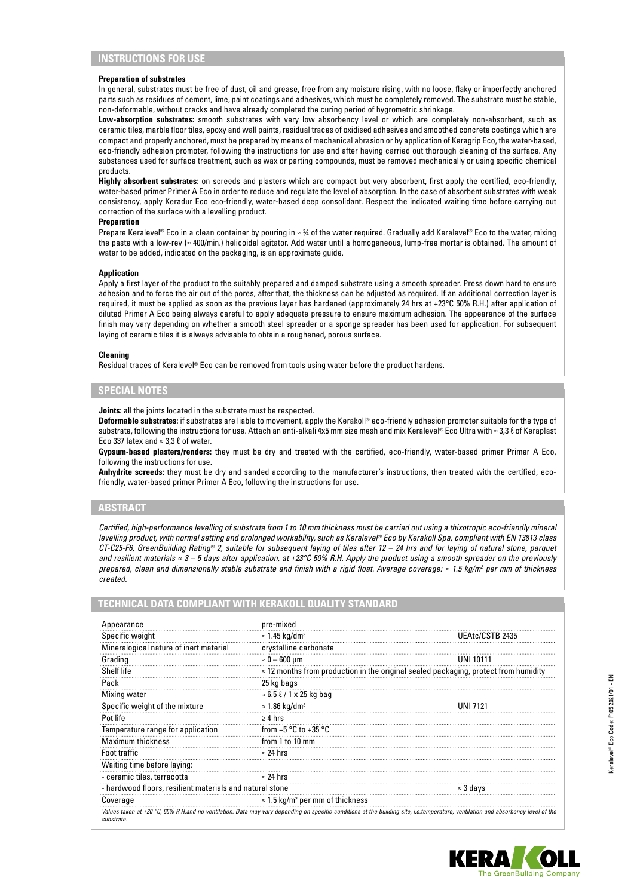## INSTRUCTIONS FOR USE

**Preparation of substrates**

In general, substrates must be free of dust, oil and grease, free from any moisture rising, with no loose, flaky or imperfectly anchored parts such as residues of cement, lime, paint coatings and adhesives, which must be completely removed. The substrate must be stable, non-deformable, without cracks and have already completed the curing period of hygrometric shrinkage.

**Low-absorption substrates:** smooth substrates with very low absorbency level or which are completely non-absorbent, such as ceramic tiles, marble floor tiles, epoxy and wall paints, residual traces of oxidised adhesives and smoothed concrete coatings which are compact and properly anchored, must be prepared by means of mechanical abrasion or by application of Keragrip Eco, the water-based, eco-friendly adhesion promoter, following the instructions for use and after having carried out thorough cleaning of the surface. Any substances used for surface treatment, such as wax or parting compounds, must be removed mechanically or using specific chemical products.

**Highly absorbent substrates:** on screeds and plasters which are compact but very absorbent, first apply the certified, eco-friendly, water-based primer Primer A Eco in order to reduce and regulate the level of absorption. In the case of absorbent substrates with weak consistency, apply Keradur Eco eco-friendly, water-based deep consolidant. Respect the indicated waiting time before carrying out correction of the surface with a levelling product.

**Preparation**

Prepare Keralevel® Eco in a clean container by pouring in ≈ ¾ of the water required. Gradually add Keralevel® Eco to the water, mixing the paste with a low-rev (≈ 400/min.) helicoidal agitator. Add water until a homogeneous, lump-free mortar is obtained. The amount of water to be added, indicated on the packaging, is an approximate guide.

**Application**

Apply a first layer of the product to the suitably prepared and damped substrate using a smooth spreader. Press down hard to ensure adhesion and to force the air out of the pores, after that, the thickness can be adjusted as required. If an additional correction layer is required, it must be applied as soon as the previous layer has hardened (approximately 24 hrs at +23°C 50% R.H.) after application of diluted Primer A Eco being always careful to apply adequate pressure to ensure maximum adhesion. The appearance of the surface finish may vary depending on whether a smooth steel spreader or a sponge spreader has been used for application. For subsequent laying of ceramic tiles it is always advisable to obtain a roughened, porous surface.

**Cleaning**

Residual traces of Keralevel® Eco can be removed from tools using water before the product hardens.

## SPECIAL NOTES

**Joints:** all the joints located in the substrate must be respected.

**Deformable substrates:** if substrates are liable to movement, apply the Kerakoll® eco-friendly adhesion promoter suitable for the type of substrate, following the instructions for use. Attach an anti-alkali 4x5 mm size mesh and mix Keralevel® Eco Ultra with ≈ 3,3 ℓ of Keraplast Eco 337 latex and ≈ 3,3 ℓ of water.

**Gypsum-based plasters/renders:** they must be dry and treated with the certified, eco-friendly, water-based primer Primer A Eco, following the instructions for use.

**Anhydrite screeds:** they must be dry and sanded according to the manufacturer's instructions, then treated with the certified, eco-friendly, water-based primer Primer A Eco, following the instructions for use.

## ABSTRACT

*Certified, high-performance levelling of substrate from 1 to 10 mm thickness must be carried out using a thixotropic eco-friendly mineral levelling product, with normal setting and prolonged workability, such as Keralevel® Eco by Kerakoll Spa, compliant with EN 13813 class CT-C25-F6, GreenBuilding Rating® 2, suitable for subsequent laying of tiles after 12 – 24 hrs and for laying of natural stone, parquet and resilient materials ≈ 3 – 5 days after application, at +23°C 50% R.H. Apply the product using a smooth spreader on the previously prepared, clean and dimensionally stable substrate and finish with a rigid float. Average coverage: ≈ 1.5 kg/m² per mm of thickness created.*

## TECHNICAL DATA COMPLIANT WITH KERAKOLL QUALITY STANDARD

| | | |
|---|---|---|
| Appearance | pre-mixed | |
| Specific weight | ≈ 1.45 kg/dm³ | UEAtc/CSTB 2435 |
| Mineralogical nature of inert material | crystalline carbonate | |
| Grading | ≈ 0 – 600 μm | UNI 10111 |
| Shelf life | ≈ 12 months from production in the original sealed packaging, protect from humidity | |
| Pack | 25 kg bags | |
| Mixing water | ≈ 6.5 ℓ / 1 x 25 kg bag | |
| Specific weight of the mixture | ≈ 1.86 kg/dm³ | UNI 7121 |
| Pot life | ≥ 4 hrs | |
| Temperature range for application | from +5 °C to +35 °C | |
| Maximum thickness | from 1 to 10 mm | |
| Foot traffic | ≈ 24 hrs | |
| Waiting time before laying: | | |
| - ceramic tiles, terracotta | ≈ 24 hrs | |
| - hardwood floors, resilient materials and natural stone | | ≈ 3 days |
| Coverage | ≈ 1.5 kg/m² per mm of thickness | |

*Values taken at +20 °C, 65% R.H.and no ventilation. Data may vary depending on specific conditions at the building site, i.e.temperature, ventilation and absorbency level of the substrate.*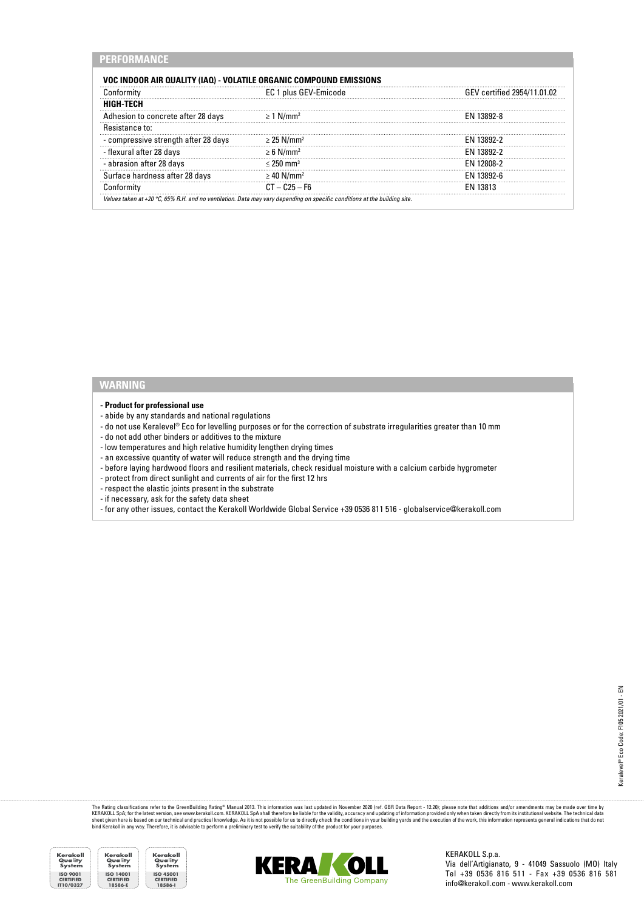## PERFORMANCE

| VOC INDOOR AIR QUALITY (IAQ) - VOLATILE ORGANIC COMPOUND EMISSIONS | | |
|---|---|---|
| Conformity | EC 1 plus GEV-Emicode | GEV certified 2954/11.01.02 |
| **HIGH-TECH** | | |
| Adhesion to concrete after 28 days | ≥ 1 N/mm² | EN 13892-8 |
| Resistance to: | | |
| - compressive strength after 28 days | ≥ 25 N/mm² | EN 13892-2 |
| - flexural after 28 days | ≥ 6 N/mm² | EN 13892-2 |
| - abrasion after 28 days | ≤ 250 mm³ | EN 12808-2 |
| Surface hardness after 28 days | ≥ 40 N/mm² | EN 13892-6 |
| Conformity | CT – C25 – F6 | EN 13813 |

*Values taken at +20 °C, 65% R.H. and no ventilation. Data may vary depending on specific conditions at the building site.*

## WARNING

- **Product for professional use**
- abide by any standards and national regulations
- do not use Keralevel® Eco for levelling purposes or for the correction of substrate irregularities greater than 10 mm
- do not add other binders or additives to the mixture
- low temperatures and high relative humidity lengthen drying times
- an excessive quantity of water will reduce strength and the drying time
- before laying hardwood floors and resilient materials, check residual moisture with a calcium carbide hygrometer
- protect from direct sunlight and currents of air for the first 12 hrs
- respect the elastic joints present in the substrate
- if necessary, ask for the safety data sheet
- for any other issues, contact the Kerakoll Worldwide Global Service +39 0536 811 516 - globalservice@kerakoll.com

Keralevel® Eco Code: F105 2021/01 - EN

The Rating classifications refer to the GreenBuilding Rating® Manual 2013. This information was last updated in November 2020 (ref. GBR Data Report - 12.20); please note that additions and/or amendments may be made over time by KERAKOLL SpA; for the latest version, see www.kerakoll.com. KERAKOLL SpA shall therefore be liable for the validity, accuracy and updating of information provided only when taken directly from its institutional website. The technical data sheet given here is based on our technical and practical knowledge. As it is not possible for us to directly check the conditions in your building yards and the execution of the work, this information represents general indications that do not bind Kerakoll in any way. Therefore, it is advisable to perform a preliminary test to verify the suitability of the product for your purposes.

Kerakoll Quality System ISO 9001 CERTIFIED IT10/0327

Kerakoll Quality System ISO 14001 CERTIFIED 18586-E

Kerakoll Quality System ISO 45001 CERTIFIED 18586-I

KERAKOLL The GreenBuilding Company

KERAKOLL S.p.a.
Via dell'Artigianato, 9 - 41049 Sassuolo (MO) Italy
Tel +39 0536 816 511 - Fax +39 0536 816 581
info@kerakoll.com - www.kerakoll.com